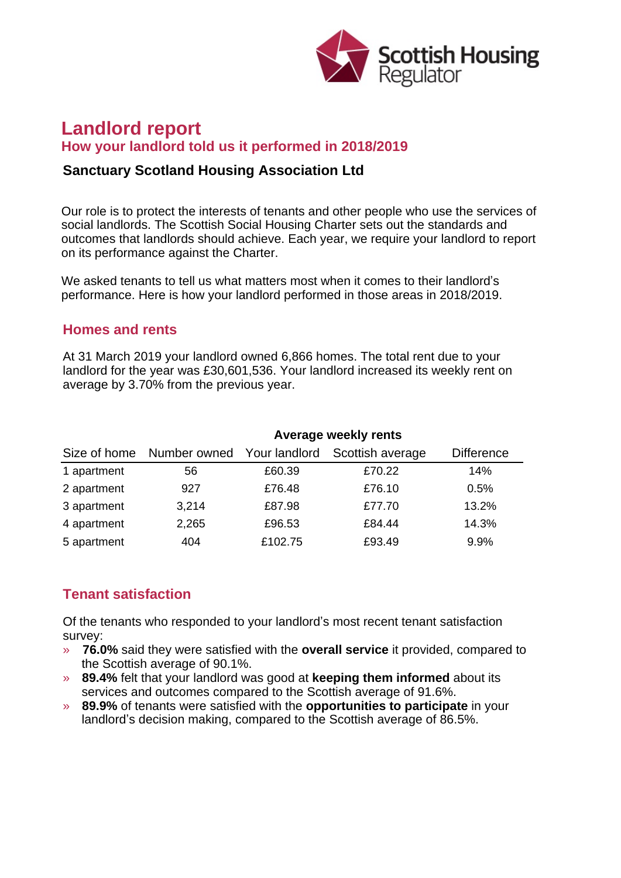# Landlord report

## How your landlord told us it performed in 2018/2019

### Sanctuary Scotland Housing Association Ltd

Our role is to protect the interests of tenants and other people who use the services of social landlords. The Scottish Social Housing Charter sets out the standards and outcomes that landlords should achieve. Each year, we require your landlord to report on its performance against the Charter.

We asked tenants to tell us what matters most when it comes to their landlord's performance. Here is how your landlord performed in those areas in 2018/2019.

## Homes and rents

At 31 March 2019 your landlord owned 6,866 homes. The total rent due to your landlord for the year was £30,601,536. Your landlord increased its weekly rent on average by 3.70% from the previous year.

| | | Average weekly rents | | |
|---|---|---|---|---|
| Size of home | Number owned | Your landlord | Scottish average | Difference |
| 1 apartment | 56 | £60.39 | £70.22 | 14% |
| 2 apartment | 927 | £76.48 | £76.10 | 0.5% |
| 3 apartment | 3,214 | £87.98 | £77.70 | 13.2% |
| 4 apartment | 2,265 | £96.53 | £84.44 | 14.3% |
| 5 apartment | 404 | £102.75 | £93.49 | 9.9% |

## Tenant satisfaction

Of the tenants who responded to your landlord's most recent tenant satisfaction survey:

- **76.0%** said they were satisfied with the **overall service** it provided, compared to the Scottish average of 90.1%.
- **89.4%** felt that your landlord was good at **keeping them informed** about its services and outcomes compared to the Scottish average of 91.6%.
- **89.9%** of tenants were satisfied with the **opportunities to participate** in your landlord's decision making, compared to the Scottish average of 86.5%.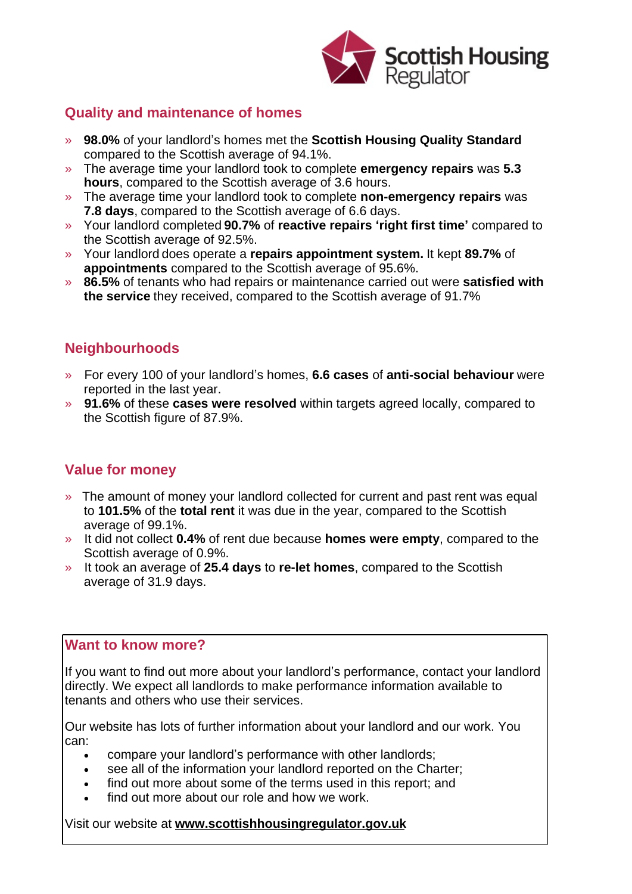## Quality and maintenance of homes

- **98.0%** of your landlord's homes met the **Scottish Housing Quality Standard** compared to the Scottish average of 94.1%.
- The average time your landlord took to complete **emergency repairs** was **5.3 hours**, compared to the Scottish average of 3.6 hours.
- The average time your landlord took to complete **non-emergency repairs** was **7.8 days**, compared to the Scottish average of 6.6 days.
- Your landlord completed **90.7%** of **reactive repairs 'right first time'** compared to the Scottish average of 92.5%.
- Your landlord does operate a **repairs appointment system.** It kept **89.7%** of **appointments** compared to the Scottish average of 95.6%.
- **86.5%** of tenants who had repairs or maintenance carried out were **satisfied with the service** they received, compared to the Scottish average of 91.7%

## Neighbourhoods

- For every 100 of your landlord's homes, **6.6 cases** of **anti-social behaviour** were reported in the last year.
- **91.6%** of these **cases were resolved** within targets agreed locally, compared to the Scottish figure of 87.9%.

## Value for money

- The amount of money your landlord collected for current and past rent was equal to **101.5%** of the **total rent** it was due in the year, compared to the Scottish average of 99.1%.
- It did not collect **0.4%** of rent due because **homes were empty**, compared to the Scottish average of 0.9%.
- It took an average of **25.4 days** to **re-let homes**, compared to the Scottish average of 31.9 days.

## Want to know more?

If you want to find out more about your landlord's performance, contact your landlord directly. We expect all landlords to make performance information available to tenants and others who use their services.

Our website has lots of further information about your landlord and our work. You can:

- compare your landlord's performance with other landlords;
- see all of the information your landlord reported on the Charter;
- find out more about some of the terms used in this report; and
- find out more about our role and how we work.

Visit our website at **www.scottishhousingregulator.gov.uk**